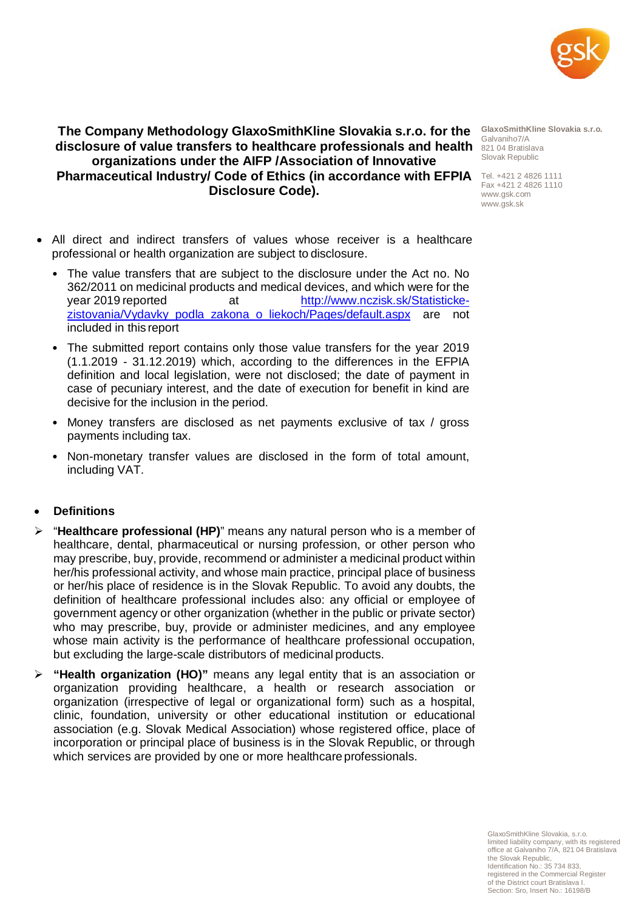# The Company Methodology GlaxoSmithKline Slovakia s.r.o. for the disclosure of value transfers to healthcare professionals and health organizations under the AIFP /Association of Innovative Pharmaceutical Industry/ Code of Ethics (in accordance with EFPIA Disclosure Code).

**GlaxoSmithKline Slovakia s.r.o.**
Galvaniho7/A
821 04 Bratislava
Slovak Republic

Tel. +421 2 4826 1111
Fax +421 2 4826 1110
www.gsk.com
www.gsk.sk

- All direct and indirect transfers of values whose receiver is a healthcare professional or health organization are subject to disclosure.
  - The value transfers that are subject to the disclosure under the Act no. No 362/2011 on medicinal products and medical devices, and which were for the year 2019 reported at http://www.nczisk.sk/Statisticke-zistovania/Vydavky_podla_zakona_o_liekoch/Pages/default.aspx are not included in this report
  - The submitted report contains only those value transfers for the year 2019 (1.1.2019 - 31.12.2019) which, according to the differences in the EFPIA definition and local legislation, were not disclosed; the date of payment in case of pecuniary interest, and the date of execution for benefit in kind are decisive for the inclusion in the period.
  - Money transfers are disclosed as net payments exclusive of tax / gross payments including tax.
  - Non-monetary transfer values are disclosed in the form of total amount, including VAT.

- **Definitions**

➢ "**Healthcare professional (HP)**" means any natural person who is a member of healthcare, dental, pharmaceutical or nursing profession, or other person who may prescribe, buy, provide, recommend or administer a medicinal product within her/his professional activity, and whose main practice, principal place of business or her/his place of residence is in the Slovak Republic. To avoid any doubts, the definition of healthcare professional includes also: any official or employee of government agency or other organization (whether in the public or private sector) who may prescribe, buy, provide or administer medicines, and any employee whose main activity is the performance of healthcare professional occupation, but excluding the large-scale distributors of medicinal products.

➢ **"Health organization (HO)"** means any legal entity that is an association or organization providing healthcare, a health or research association or organization (irrespective of legal or organizational form) such as a hospital, clinic, foundation, university or other educational institution or educational association (e.g. Slovak Medical Association) whose registered office, place of incorporation or principal place of business is in the Slovak Republic, or through which services are provided by one or more healthcare professionals.

GlaxoSmithKline Slovakia, s.r.o.
limited liability company, with its registered office at Galvaniho 7/A, 821 04 Bratislava the Slovak Republic,
Identification No.: 35 734 833,
registered in the Commercial Register of the District court Bratislava I.
Section: Sro, Insert No.: 16198/B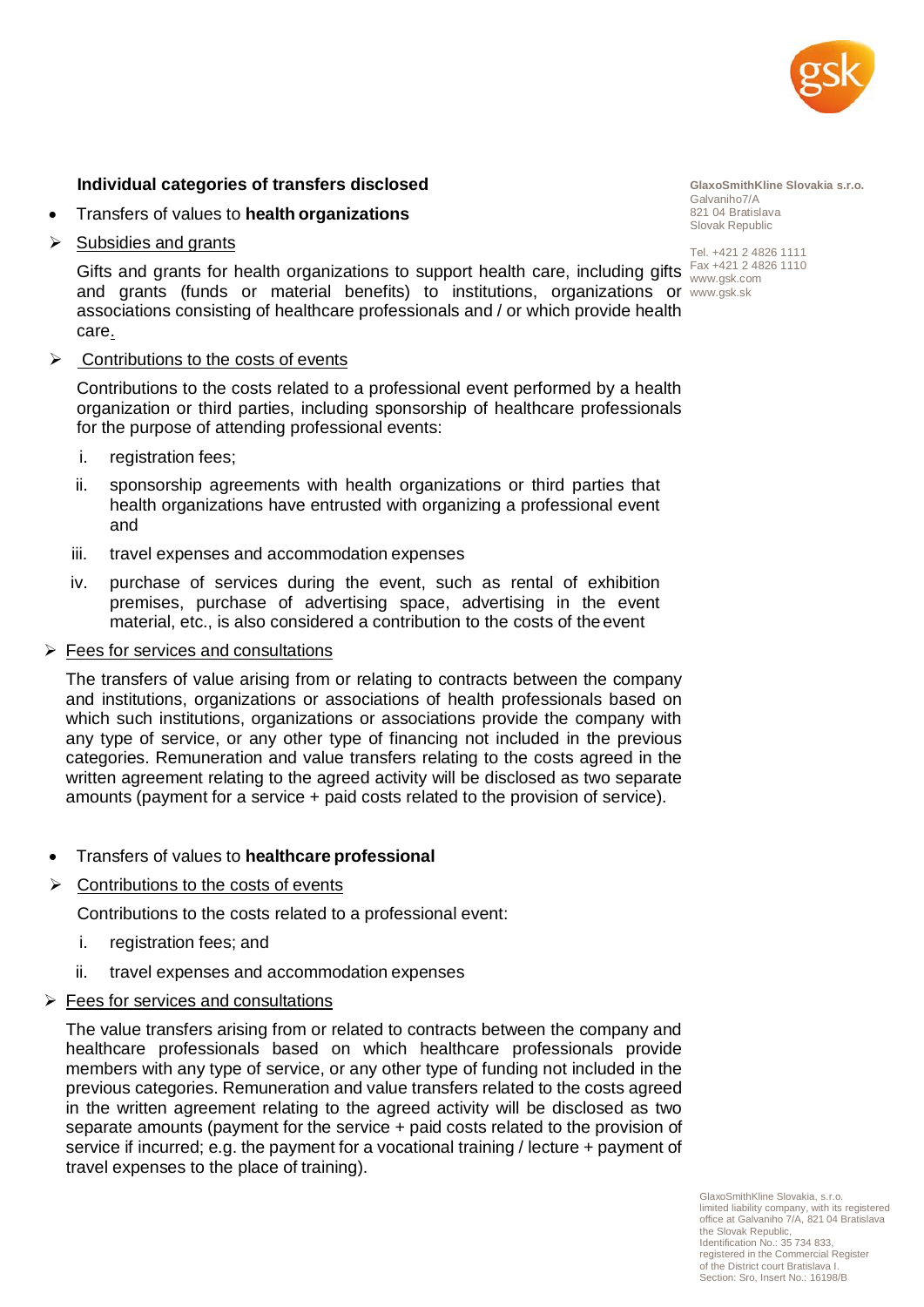**Individual categories of transfers disclosed**

- Transfers of values to **health organizations**

➢ Subsidies and grants

Gifts and grants for health organizations to support health care, including gifts and grants (funds or material benefits) to institutions, organizations or associations consisting of healthcare professionals and / or which provide health care.

➢ Contributions to the costs of events

Contributions to the costs related to a professional event performed by a health organization or third parties, including sponsorship of healthcare professionals for the purpose of attending professional events:

i. registration fees;
ii. sponsorship agreements with health organizations or third parties that health organizations have entrusted with organizing a professional event and
iii. travel expenses and accommodation expenses
iv. purchase of services during the event, such as rental of exhibition premises, purchase of advertising space, advertising in the event material, etc., is also considered a contribution to the costs of the event

➢ Fees for services and consultations

The transfers of value arising from or relating to contracts between the company and institutions, organizations or associations of health professionals based on which such institutions, organizations or associations provide the company with any type of service, or any other type of financing not included in the previous categories. Remuneration and value transfers relating to the costs agreed in the written agreement relating to the agreed activity will be disclosed as two separate amounts (payment for a service + paid costs related to the provision of service).

- Transfers of values to **healthcare professional**

➢ Contributions to the costs of events

Contributions to the costs related to a professional event:

i. registration fees; and
ii. travel expenses and accommodation expenses

➢ Fees for services and consultations

The value transfers arising from or related to contracts between the company and healthcare professionals based on which healthcare professionals provide members with any type of service, or any other type of funding not included in the previous categories. Remuneration and value transfers related to the costs agreed in the written agreement relating to the agreed activity will be disclosed as two separate amounts (payment for the service + paid costs related to the provision of service if incurred; e.g. the payment for a vocational training / lecture + payment of travel expenses to the place of training).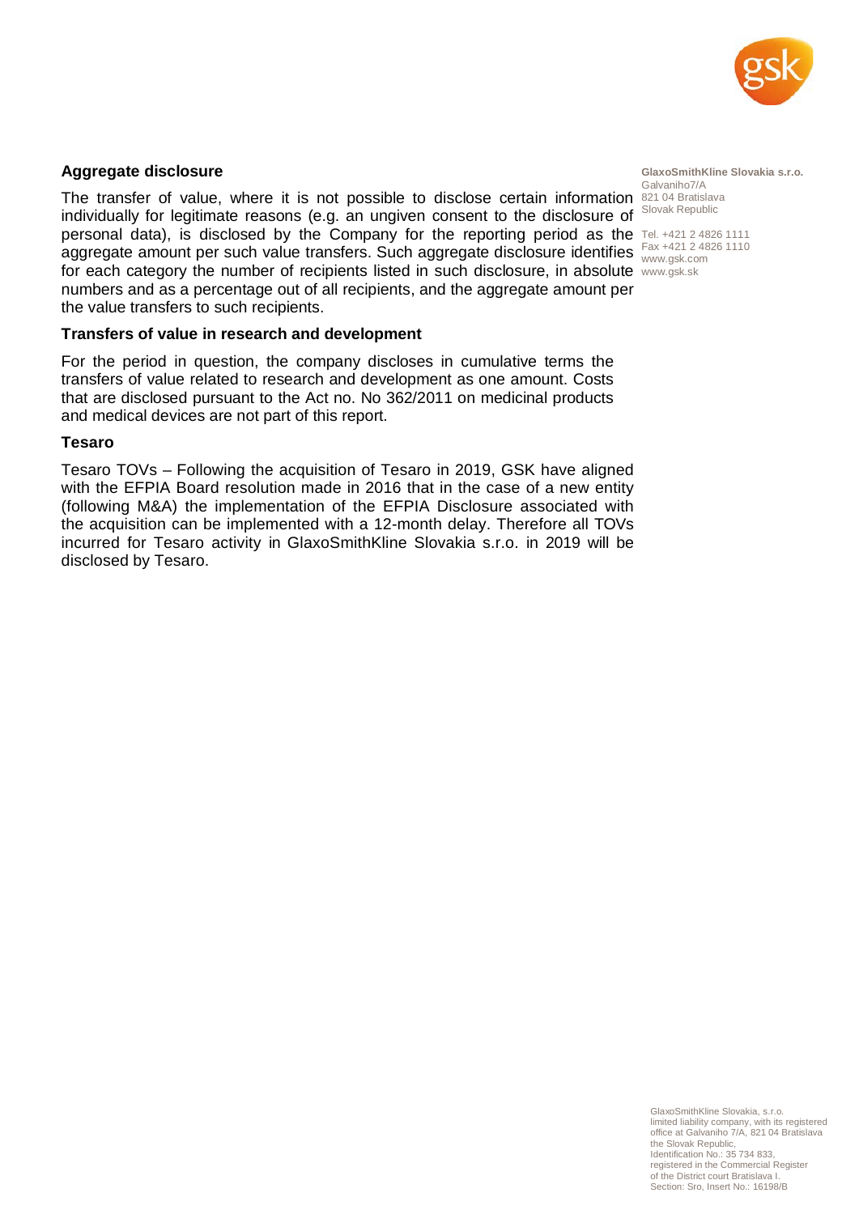## Aggregate disclosure

The transfer of value, where it is not possible to disclose certain information individually for legitimate reasons (e.g. an ungiven consent to the disclosure of personal data), is disclosed by the Company for the reporting period as the aggregate amount per such value transfers. Such aggregate disclosure identifies for each category the number of recipients listed in such disclosure, in absolute numbers and as a percentage out of all recipients, and the aggregate amount per the value transfers to such recipients.

## Transfers of value in research and development

For the period in question, the company discloses in cumulative terms the transfers of value related to research and development as one amount. Costs that are disclosed pursuant to the Act no. No 362/2011 on medicinal products and medical devices are not part of this report.

## Tesaro

Tesaro TOVs – Following the acquisition of Tesaro in 2019, GSK have aligned with the EFPIA Board resolution made in 2016 that in the case of a new entity (following M&A) the implementation of the EFPIA Disclosure associated with the acquisition can be implemented with a 12-month delay. Therefore all TOVs incurred for Tesaro activity in GlaxoSmithKline Slovakia s.r.o. in 2019 will be disclosed by Tesaro.

**GlaxoSmithKline Slovakia s.r.o.**
Galvaniho7/A
821 04 Bratislava
Slovak Republic

Tel. +421 2 4826 1111
Fax +421 2 4826 1110
www.gsk.com
www.gsk.sk

GlaxoSmithKline Slovakia, s.r.o.
limited liability company, with its registered office at Galvaniho 7/A, 821 04 Bratislava the Slovak Republic,
Identification No.: 35 734 833,
registered in the Commercial Register of the District court Bratislava I.
Section: Sro, Insert No.: 16198/B